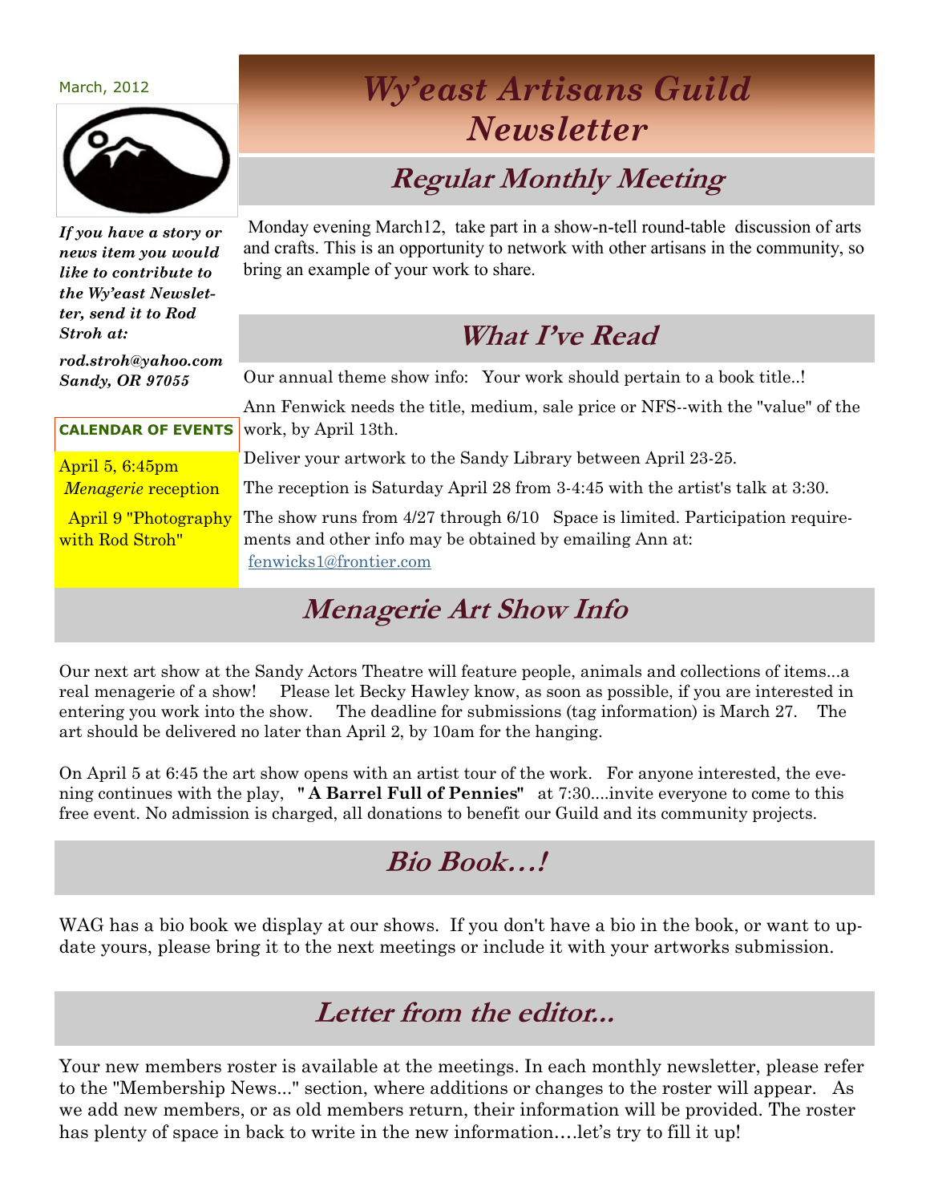March, 2012

# Wy'east Artisans Guild Newsletter

*If you have a story or news item you would like to contribute to the Wy'east Newsletter, send it to Rod Stroh at:*

*rod.stroh@yahoo.com*
*Sandy, OR 97055*

**CALENDAR OF EVENTS**

April 5, 6:45pm
*Menagerie* reception

April 9 "Photography with Rod Stroh"

## Regular Monthly Meeting

Monday evening March12, take part in a show-n-tell round-table discussion of arts and crafts. This is an opportunity to network with other artisans in the community, so bring an example of your work to share.

## What I've Read

Our annual theme show info: Your work should pertain to a book title..!

Ann Fenwick needs the title, medium, sale price or NFS--with the "value" of the work, by April 13th.

Deliver your artwork to the Sandy Library between April 23-25.

The reception is Saturday April 28 from 3-4:45 with the artist's talk at 3:30.

The show runs from 4/27 through 6/10 Space is limited. Participation requirements and other info may be obtained by emailing Ann at: fenwicks1@frontier.com

## Menagerie Art Show Info

Our next art show at the Sandy Actors Theatre will feature people, animals and collections of items...a real menagerie of a show! Please let Becky Hawley know, as soon as possible, if you are interested in entering you work into the show. The deadline for submissions (tag information) is March 27. The art should be delivered no later than April 2, by 10am for the hanging.

On April 5 at 6:45 the art show opens with an artist tour of the work. For anyone interested, the evening continues with the play, **" A Barrel Full of Pennies"** at 7:30....invite everyone to come to this free event. No admission is charged, all donations to benefit our Guild and its community projects.

## Bio Book…!

WAG has a bio book we display at our shows. If you don't have a bio in the book, or want to update yours, please bring it to the next meetings or include it with your artworks submission.

## Letter from the editor...

Your new members roster is available at the meetings. In each monthly newsletter, please refer to the "Membership News..." section, where additions or changes to the roster will appear. As we add new members, or as old members return, their information will be provided. The roster has plenty of space in back to write in the new information….let's try to fill it up!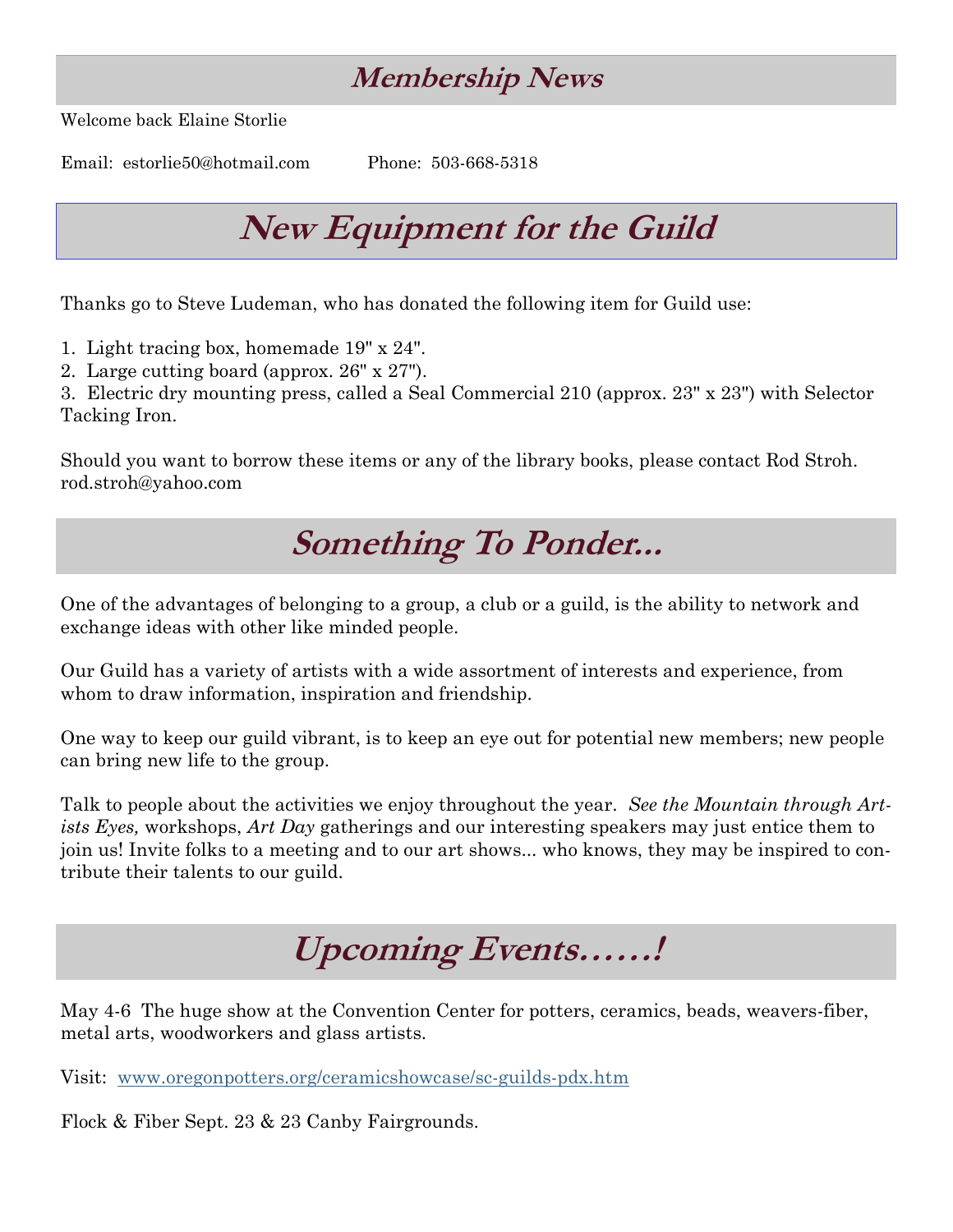## Membership News

Welcome back Elaine Storlie

Email: estorlie50@hotmail.com Phone: 503-668-5318

# New Equipment for the Guild

Thanks go to Steve Ludeman, who has donated the following item for Guild use:

1. Light tracing box, homemade 19" x 24".
2. Large cutting board (approx. 26" x 27").
3. Electric dry mounting press, called a Seal Commercial 210 (approx. 23" x 23") with Selector Tacking Iron.

Should you want to borrow these items or any of the library books, please contact Rod Stroh. rod.stroh@yahoo.com

# Something To Ponder...

One of the advantages of belonging to a group, a club or a guild, is the ability to network and exchange ideas with other like minded people.

Our Guild has a variety of artists with a wide assortment of interests and experience, from whom to draw information, inspiration and friendship.

One way to keep our guild vibrant, is to keep an eye out for potential new members; new people can bring new life to the group.

Talk to people about the activities we enjoy throughout the year. *See the Mountain through Artists Eyes,* workshops, *Art Day* gatherings and our interesting speakers may just entice them to join us! Invite folks to a meeting and to our art shows... who knows, they may be inspired to contribute their talents to our guild.

# Upcoming Events……!

May 4-6 The huge show at the Convention Center for potters, ceramics, beads, weavers-fiber, metal arts, woodworkers and glass artists.

Visit: www.oregonpotters.org/ceramicshowcase/sc-guilds-pdx.htm

Flock & Fiber Sept. 23 & 23 Canby Fairgrounds.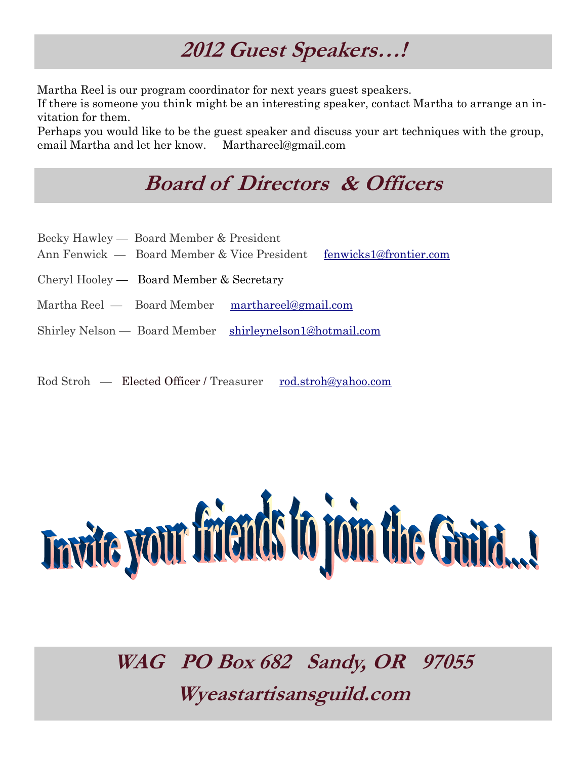## *2012 Guest Speakers…!*

Martha Reel is our program coordinator for next years guest speakers.
If there is someone you think might be an interesting speaker, contact Martha to arrange an invitation for them.
Perhaps you would like to be the guest speaker and discuss your art techniques with the group, email Martha and let her know. Marthareel@gmail.com

## *Board of Directors & Officers*

Becky Hawley — Board Member & President
Ann Fenwick — Board Member & Vice President fenwicks1@frontier.com

Cheryl Hooley — Board Member & Secretary

Martha Reel — Board Member marthareel@gmail.com

Shirley Nelson — Board Member shirleynelson1@hotmail.com

Rod Stroh — Elected Officer / Treasurer rod.stroh@yahoo.com

**Invite your friends to join the Guild…!**

***WAG PO Box 682 Sandy, OR 97055***

***Wyeastartisansguild.com***